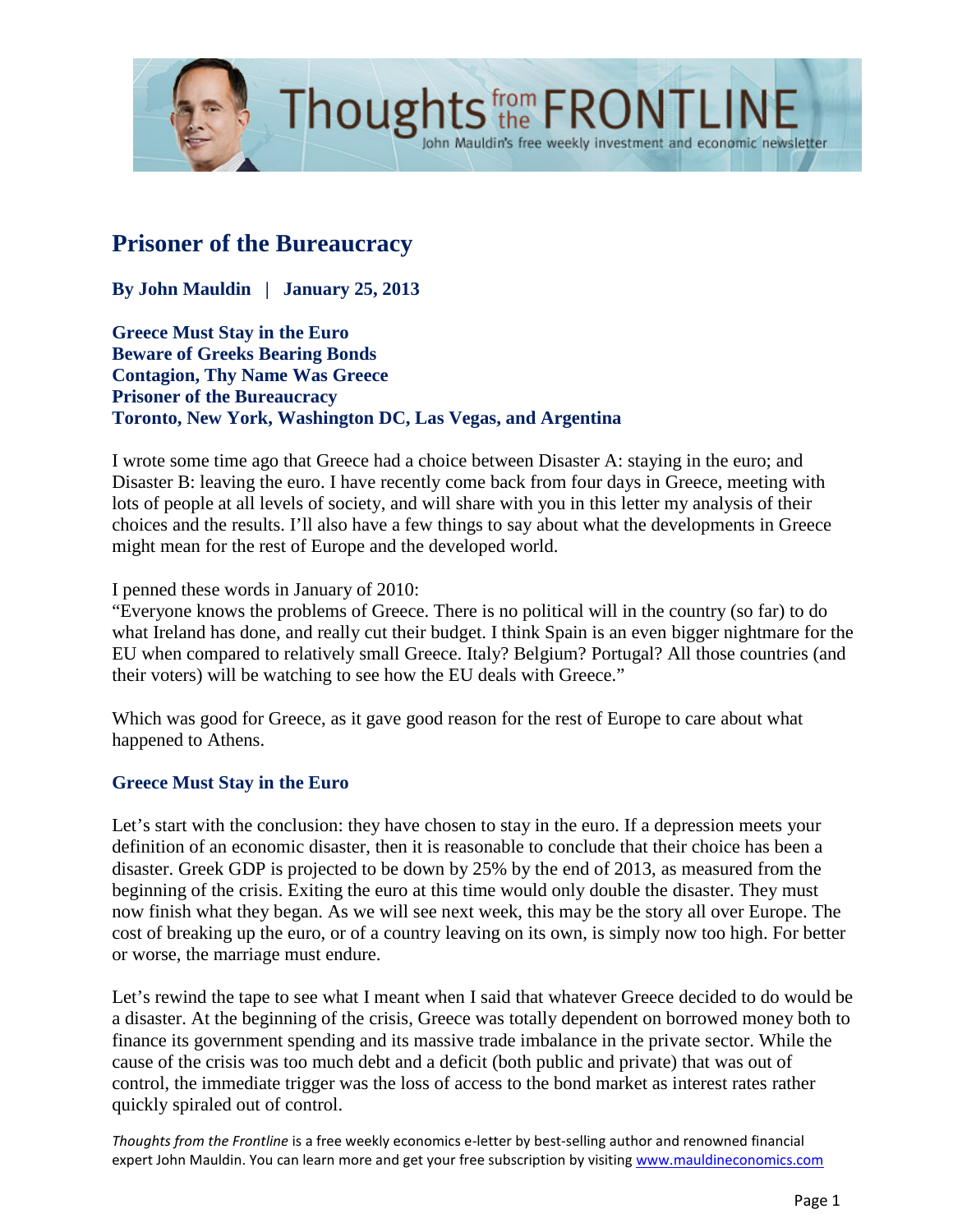# Prisoner of the Bureaucracy

**By John Mauldin | January 25, 2013**

**Greece Must Stay in the Euro**
**Beware of Greeks Bearing Bonds**
**Contagion, Thy Name Was Greece**
**Prisoner of the Bureaucracy**
**Toronto, New York, Washington DC, Las Vegas, and Argentina**

I wrote some time ago that Greece had a choice between Disaster A: staying in the euro; and Disaster B: leaving the euro. I have recently come back from four days in Greece, meeting with lots of people at all levels of society, and will share with you in this letter my analysis of their choices and the results. I'll also have a few things to say about what the developments in Greece might mean for the rest of Europe and the developed world.

I penned these words in January of 2010:
"Everyone knows the problems of Greece. There is no political will in the country (so far) to do what Ireland has done, and really cut their budget. I think Spain is an even bigger nightmare for the EU when compared to relatively small Greece. Italy? Belgium? Portugal? All those countries (and their voters) will be watching to see how the EU deals with Greece."

Which was good for Greece, as it gave good reason for the rest of Europe to care about what happened to Athens.

## Greece Must Stay in the Euro

Let's start with the conclusion: they have chosen to stay in the euro. If a depression meets your definition of an economic disaster, then it is reasonable to conclude that their choice has been a disaster. Greek GDP is projected to be down by 25% by the end of 2013, as measured from the beginning of the crisis. Exiting the euro at this time would only double the disaster. They must now finish what they began. As we will see next week, this may be the story all over Europe. The cost of breaking up the euro, or of a country leaving on its own, is simply now too high. For better or worse, the marriage must endure.

Let's rewind the tape to see what I meant when I said that whatever Greece decided to do would be a disaster. At the beginning of the crisis, Greece was totally dependent on borrowed money both to finance its government spending and its massive trade imbalance in the private sector. While the cause of the crisis was too much debt and a deficit (both public and private) that was out of control, the immediate trigger was the loss of access to the bond market as interest rates rather quickly spiraled out of control.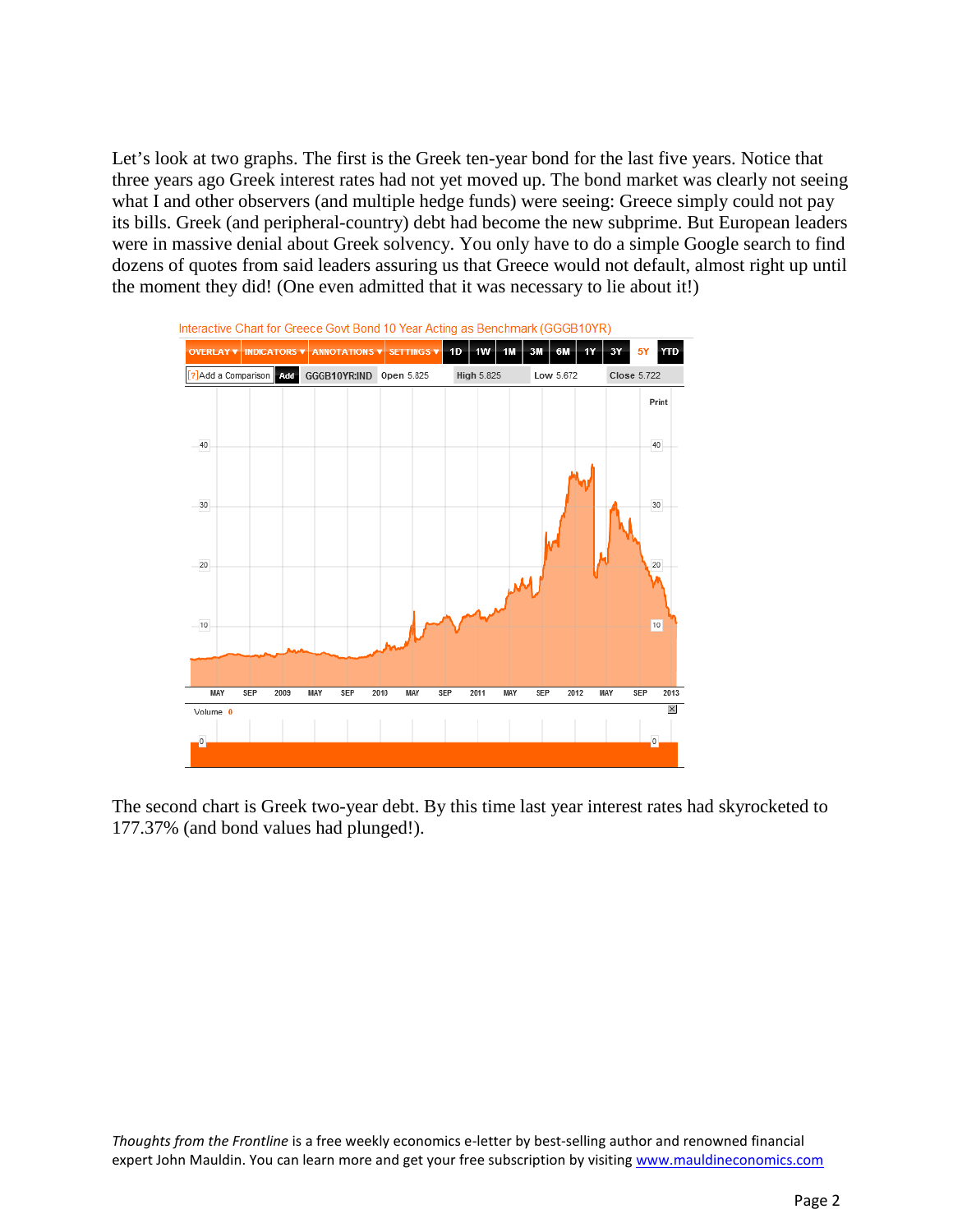Let's look at two graphs. The first is the Greek ten-year bond for the last five years. Notice that three years ago Greek interest rates had not yet moved up. The bond market was clearly not seeing what I and other observers (and multiple hedge funds) were seeing: Greece simply could not pay its bills. Greek (and peripheral-country) debt had become the new subprime. But European leaders were in massive denial about Greek solvency. You only have to do a simple Google search to find dozens of quotes from said leaders assuring us that Greece would not default, almost right up until the moment they did! (One even admitted that it was necessary to lie about it!)

The second chart is Greek two-year debt. By this time last year interest rates had skyrocketed to 177.37% (and bond values had plunged!).

*Thoughts from the Frontline* is a free weekly economics e-letter by best-selling author and renowned financial expert John Mauldin. You can learn more and get your free subscription by visiting [www.mauldineconomics.com](http://www.mauldineconomics.com)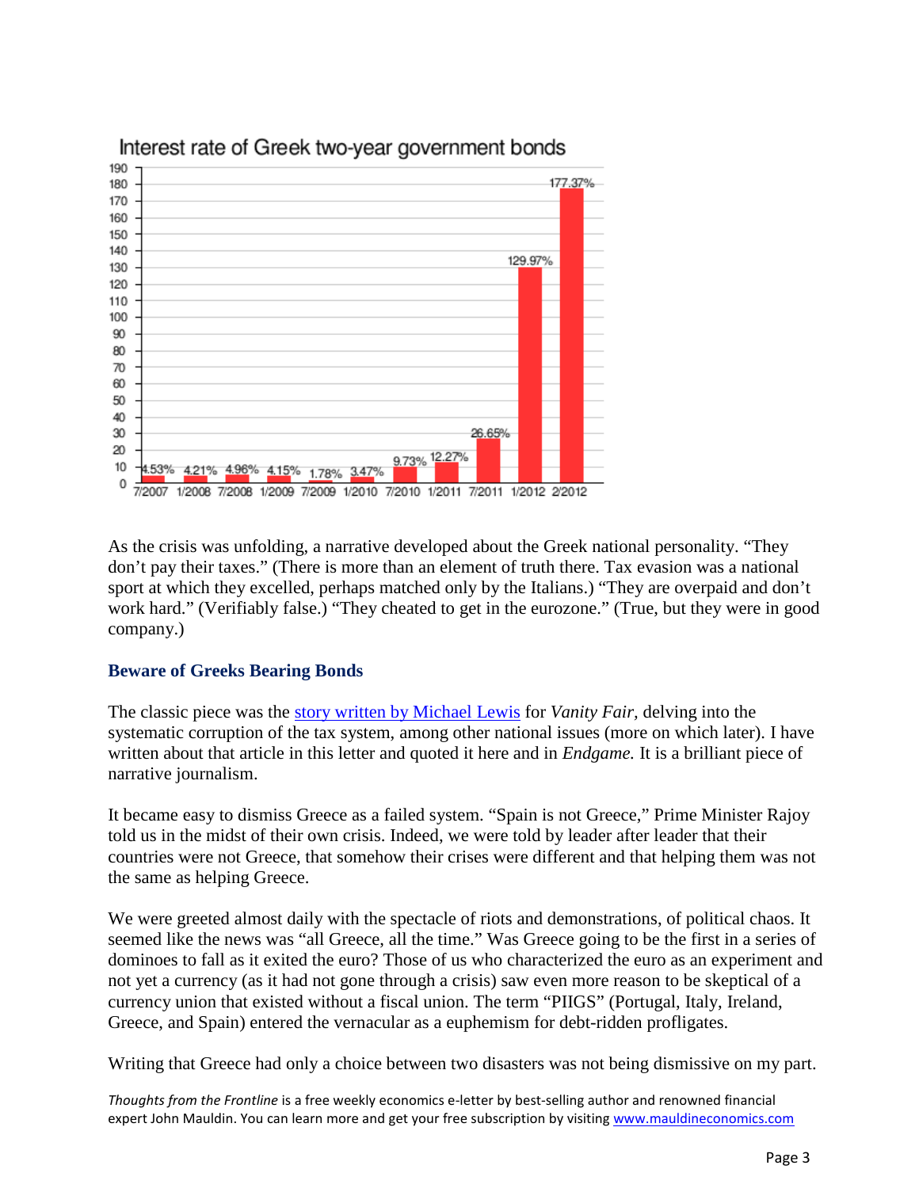**Interest rate of Greek two-year government bonds**

| Date | Interest rate |
| --- | --- |
| 7/2007 | 4.53% |
| 1/2008 | 4.21% |
| 7/2008 | 4.96% |
| 1/2009 | 4.15% |
| 7/2009 | 1.78% |
| 1/2010 | 3.47% |
| 7/2010 | 9.73% |
| 1/2011 | 12.27% |
| 7/2011 | 26.65% |
| 1/2012 | 129.97% |
| 2/2012 | 177.37% |

As the crisis was unfolding, a narrative developed about the Greek national personality. "They don't pay their taxes." (There is more than an element of truth there. Tax evasion was a national sport at which they excelled, perhaps matched only by the Italians.) "They are overpaid and don't work hard." (Verifiably false.) "They cheated to get in the eurozone." (True, but they were in good company.)

### Beware of Greeks Bearing Bonds

The classic piece was the story written by Michael Lewis for *Vanity Fair,* delving into the systematic corruption of the tax system, among other national issues (more on which later). I have written about that article in this letter and quoted it here and in *Endgame.* It is a brilliant piece of narrative journalism.

It became easy to dismiss Greece as a failed system. "Spain is not Greece," Prime Minister Rajoy told us in the midst of their own crisis. Indeed, we were told by leader after leader that their countries were not Greece, that somehow their crises were different and that helping them was not the same as helping Greece.

We were greeted almost daily with the spectacle of riots and demonstrations, of political chaos. It seemed like the news was "all Greece, all the time." Was Greece going to be the first in a series of dominoes to fall as it exited the euro? Those of us who characterized the euro as an experiment and not yet a currency (as it had not gone through a crisis) saw even more reason to be skeptical of a currency union that existed without a fiscal union. The term "PIIGS" (Portugal, Italy, Ireland, Greece, and Spain) entered the vernacular as a euphemism for debt-ridden profligates.

Writing that Greece had only a choice between two disasters was not being dismissive on my part.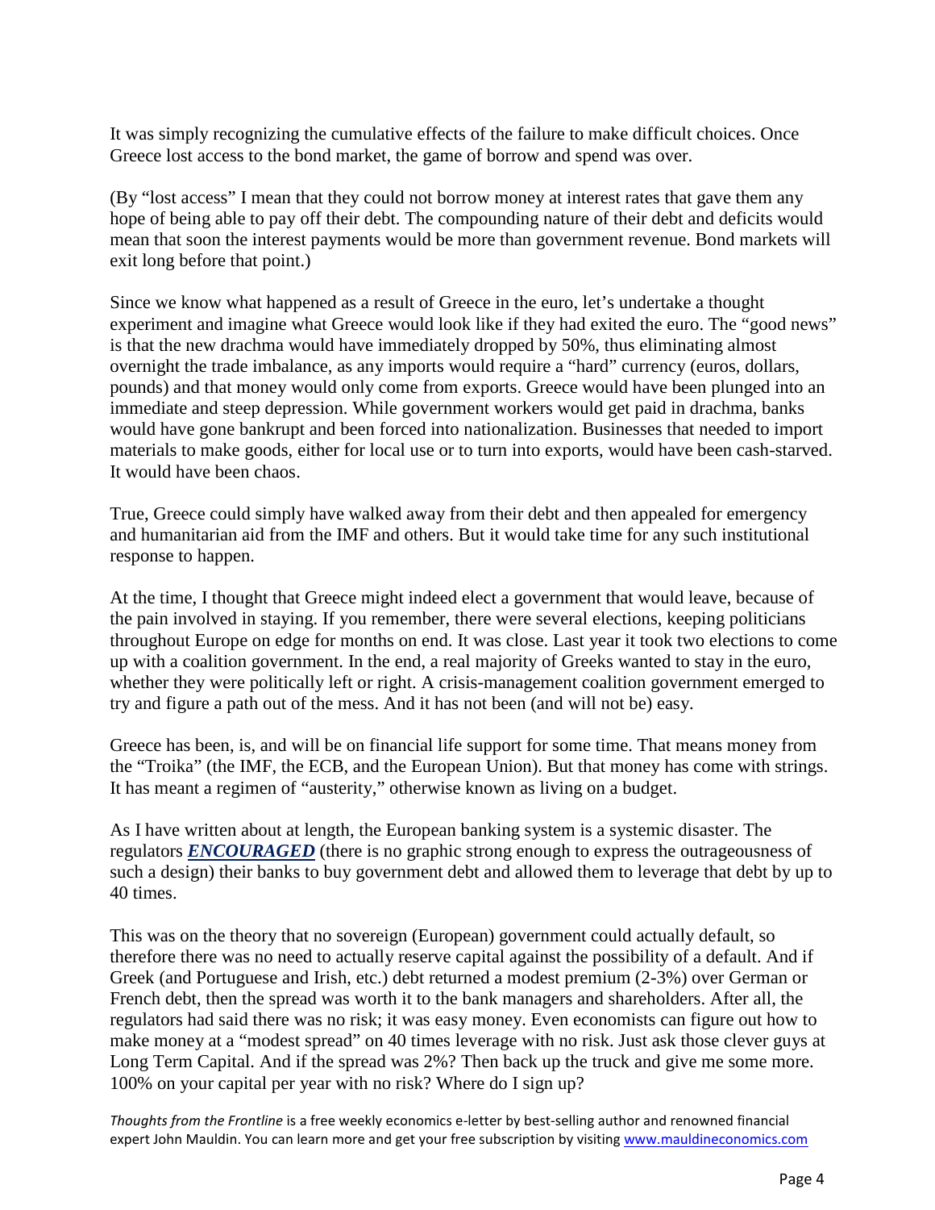It was simply recognizing the cumulative effects of the failure to make difficult choices. Once Greece lost access to the bond market, the game of borrow and spend was over.

(By "lost access" I mean that they could not borrow money at interest rates that gave them any hope of being able to pay off their debt. The compounding nature of their debt and deficits would mean that soon the interest payments would be more than government revenue. Bond markets will exit long before that point.)

Since we know what happened as a result of Greece in the euro, let's undertake a thought experiment and imagine what Greece would look like if they had exited the euro. The "good news" is that the new drachma would have immediately dropped by 50%, thus eliminating almost overnight the trade imbalance, as any imports would require a "hard" currency (euros, dollars, pounds) and that money would only come from exports. Greece would have been plunged into an immediate and steep depression. While government workers would get paid in drachma, banks would have gone bankrupt and been forced into nationalization. Businesses that needed to import materials to make goods, either for local use or to turn into exports, would have been cash-starved. It would have been chaos.

True, Greece could simply have walked away from their debt and then appealed for emergency and humanitarian aid from the IMF and others. But it would take time for any such institutional response to happen.

At the time, I thought that Greece might indeed elect a government that would leave, because of the pain involved in staying. If you remember, there were several elections, keeping politicians throughout Europe on edge for months on end. It was close. Last year it took two elections to come up with a coalition government. In the end, a real majority of Greeks wanted to stay in the euro, whether they were politically left or right. A crisis-management coalition government emerged to try and figure a path out of the mess. And it has not been (and will not be) easy.

Greece has been, is, and will be on financial life support for some time. That means money from the "Troika" (the IMF, the ECB, and the European Union). But that money has come with strings. It has meant a regimen of "austerity," otherwise known as living on a budget.

As I have written about at length, the European banking system is a systemic disaster. The regulators ***ENCOURAGED*** (there is no graphic strong enough to express the outrageousness of such a design) their banks to buy government debt and allowed them to leverage that debt by up to 40 times.

This was on the theory that no sovereign (European) government could actually default, so therefore there was no need to actually reserve capital against the possibility of a default. And if Greek (and Portuguese and Irish, etc.) debt returned a modest premium (2-3%) over German or French debt, then the spread was worth it to the bank managers and shareholders. After all, the regulators had said there was no risk; it was easy money. Even economists can figure out how to make money at a "modest spread" on 40 times leverage with no risk. Just ask those clever guys at Long Term Capital. And if the spread was 2%? Then back up the truck and give me some more. 100% on your capital per year with no risk? Where do I sign up?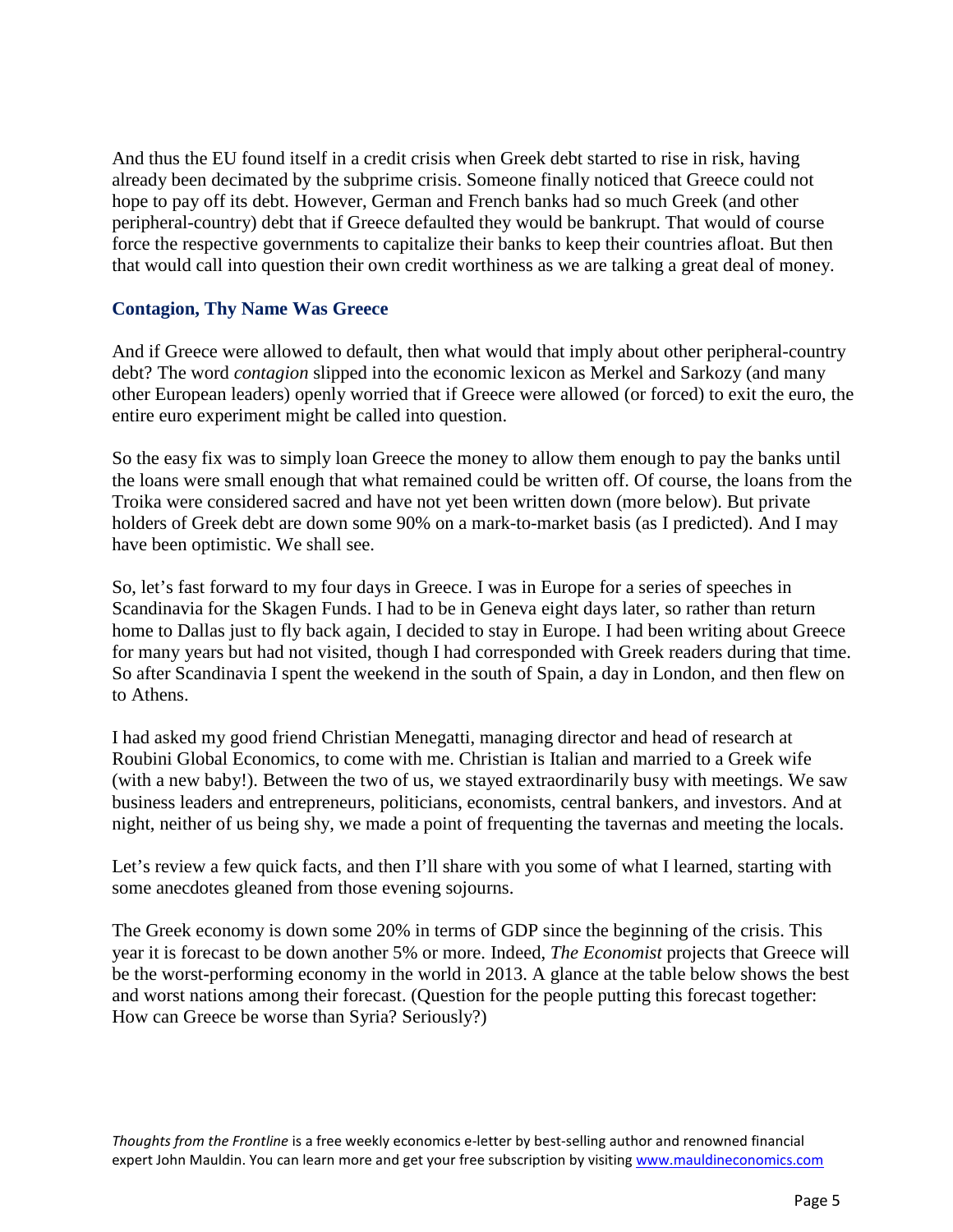And thus the EU found itself in a credit crisis when Greek debt started to rise in risk, having already been decimated by the subprime crisis. Someone finally noticed that Greece could not hope to pay off its debt. However, German and French banks had so much Greek (and other peripheral-country) debt that if Greece defaulted they would be bankrupt. That would of course force the respective governments to capitalize their banks to keep their countries afloat. But then that would call into question their own credit worthiness as we are talking a great deal of money.

## Contagion, Thy Name Was Greece

And if Greece were allowed to default, then what would that imply about other peripheral-country debt? The word *contagion* slipped into the economic lexicon as Merkel and Sarkozy (and many other European leaders) openly worried that if Greece were allowed (or forced) to exit the euro, the entire euro experiment might be called into question.

So the easy fix was to simply loan Greece the money to allow them enough to pay the banks until the loans were small enough that what remained could be written off. Of course, the loans from the Troika were considered sacred and have not yet been written down (more below). But private holders of Greek debt are down some 90% on a mark-to-market basis (as I predicted). And I may have been optimistic. We shall see.

So, let's fast forward to my four days in Greece. I was in Europe for a series of speeches in Scandinavia for the Skagen Funds. I had to be in Geneva eight days later, so rather than return home to Dallas just to fly back again, I decided to stay in Europe. I had been writing about Greece for many years but had not visited, though I had corresponded with Greek readers during that time. So after Scandinavia I spent the weekend in the south of Spain, a day in London, and then flew on to Athens.

I had asked my good friend Christian Menegatti, managing director and head of research at Roubini Global Economics, to come with me. Christian is Italian and married to a Greek wife (with a new baby!). Between the two of us, we stayed extraordinarily busy with meetings. We saw business leaders and entrepreneurs, politicians, economists, central bankers, and investors. And at night, neither of us being shy, we made a point of frequenting the tavernas and meeting the locals.

Let's review a few quick facts, and then I'll share with you some of what I learned, starting with some anecdotes gleaned from those evening sojourns.

The Greek economy is down some 20% in terms of GDP since the beginning of the crisis. This year it is forecast to be down another 5% or more. Indeed, *The Economist* projects that Greece will be the worst-performing economy in the world in 2013. A glance at the table below shows the best and worst nations among their forecast. (Question for the people putting this forecast together: How can Greece be worse than Syria? Seriously?)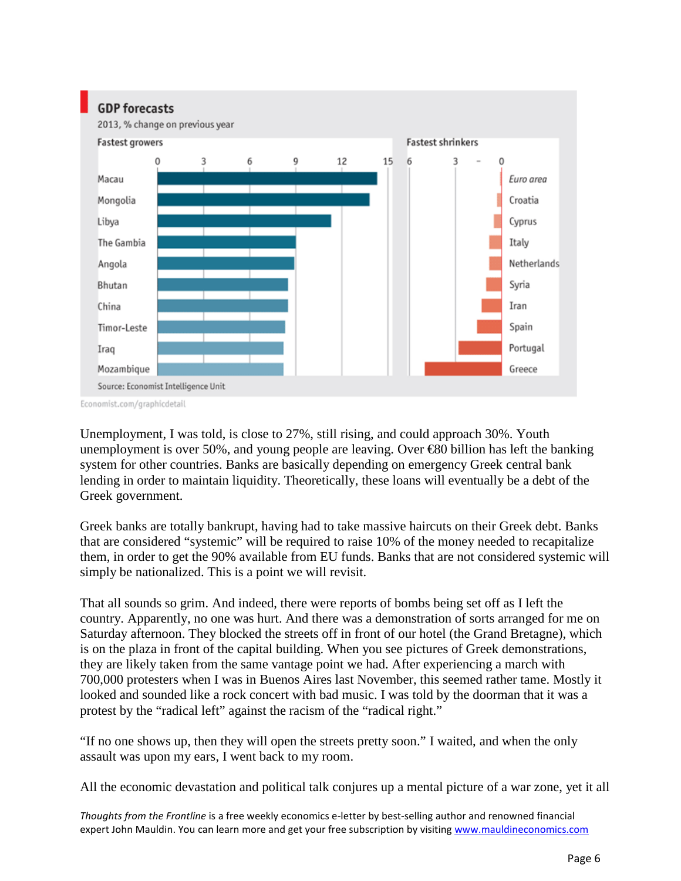**GDP forecasts**

2013, % change on previous year

Fastest growers: Macau, Mongolia, Libya, The Gambia, Angola, Bhutan, China, Timor-Leste, Iraq, Mozambique

Fastest shrinkers: Euro area, Croatia, Cyprus, Italy, Netherlands, Syria, Iran, Spain, Portugal, Greece

Source: Economist Intelligence Unit

Economist.com/graphicdetail

Unemployment, I was told, is close to 27%, still rising, and could approach 30%. Youth unemployment is over 50%, and young people are leaving. Over €80 billion has left the banking system for other countries. Banks are basically depending on emergency Greek central bank lending in order to maintain liquidity. Theoretically, these loans will eventually be a debt of the Greek government.

Greek banks are totally bankrupt, having had to take massive haircuts on their Greek debt. Banks that are considered "systemic" will be required to raise 10% of the money needed to recapitalize them, in order to get the 90% available from EU funds. Banks that are not considered systemic will simply be nationalized. This is a point we will revisit.

That all sounds so grim. And indeed, there were reports of bombs being set off as I left the country. Apparently, no one was hurt. And there was a demonstration of sorts arranged for me on Saturday afternoon. They blocked the streets off in front of our hotel (the Grand Bretagne), which is on the plaza in front of the capital building. When you see pictures of Greek demonstrations, they are likely taken from the same vantage point we had. After experiencing a march with 700,000 protesters when I was in Buenos Aires last November, this seemed rather tame. Mostly it looked and sounded like a rock concert with bad music. I was told by the doorman that it was a protest by the "radical left" against the racism of the "radical right."

"If no one shows up, then they will open the streets pretty soon." I waited, and when the only assault was upon my ears, I went back to my room.

All the economic devastation and political talk conjures up a mental picture of a war zone, yet it all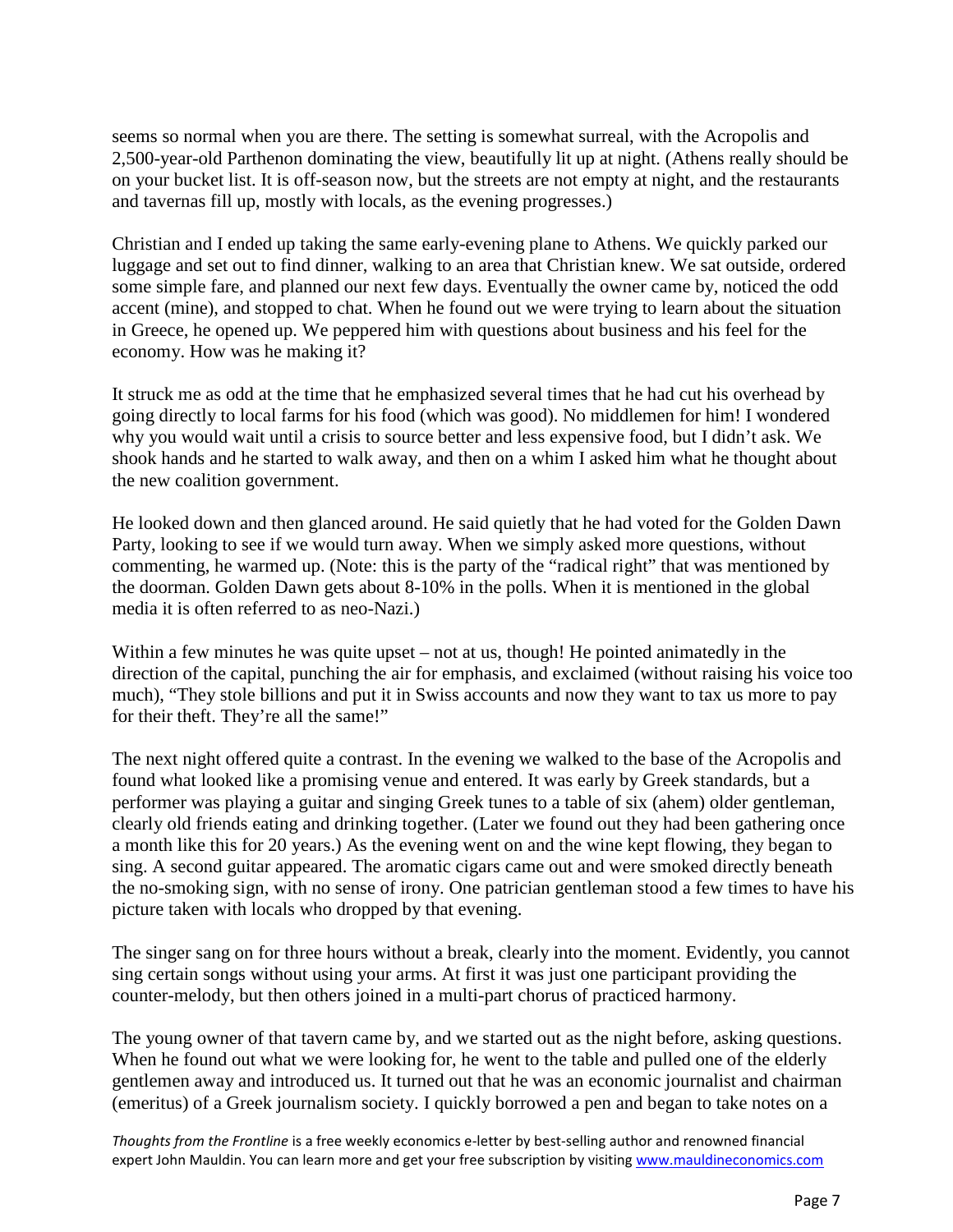seems so normal when you are there. The setting is somewhat surreal, with the Acropolis and 2,500-year-old Parthenon dominating the view, beautifully lit up at night. (Athens really should be on your bucket list. It is off-season now, but the streets are not empty at night, and the restaurants and tavernas fill up, mostly with locals, as the evening progresses.)

Christian and I ended up taking the same early-evening plane to Athens. We quickly parked our luggage and set out to find dinner, walking to an area that Christian knew. We sat outside, ordered some simple fare, and planned our next few days. Eventually the owner came by, noticed the odd accent (mine), and stopped to chat. When he found out we were trying to learn about the situation in Greece, he opened up. We peppered him with questions about business and his feel for the economy. How was he making it?

It struck me as odd at the time that he emphasized several times that he had cut his overhead by going directly to local farms for his food (which was good). No middlemen for him! I wondered why you would wait until a crisis to source better and less expensive food, but I didn't ask. We shook hands and he started to walk away, and then on a whim I asked him what he thought about the new coalition government.

He looked down and then glanced around. He said quietly that he had voted for the Golden Dawn Party, looking to see if we would turn away. When we simply asked more questions, without commenting, he warmed up. (Note: this is the party of the "radical right" that was mentioned by the doorman. Golden Dawn gets about 8-10% in the polls. When it is mentioned in the global media it is often referred to as neo-Nazi.)

Within a few minutes he was quite upset – not at us, though! He pointed animatedly in the direction of the capital, punching the air for emphasis, and exclaimed (without raising his voice too much), "They stole billions and put it in Swiss accounts and now they want to tax us more to pay for their theft. They're all the same!"

The next night offered quite a contrast. In the evening we walked to the base of the Acropolis and found what looked like a promising venue and entered. It was early by Greek standards, but a performer was playing a guitar and singing Greek tunes to a table of six (ahem) older gentleman, clearly old friends eating and drinking together. (Later we found out they had been gathering once a month like this for 20 years.) As the evening went on and the wine kept flowing, they began to sing. A second guitar appeared. The aromatic cigars came out and were smoked directly beneath the no-smoking sign, with no sense of irony. One patrician gentleman stood a few times to have his picture taken with locals who dropped by that evening.

The singer sang on for three hours without a break, clearly into the moment. Evidently, you cannot sing certain songs without using your arms. At first it was just one participant providing the counter-melody, but then others joined in a multi-part chorus of practiced harmony.

The young owner of that tavern came by, and we started out as the night before, asking questions. When he found out what we were looking for, he went to the table and pulled one of the elderly gentlemen away and introduced us. It turned out that he was an economic journalist and chairman (emeritus) of a Greek journalism society. I quickly borrowed a pen and began to take notes on a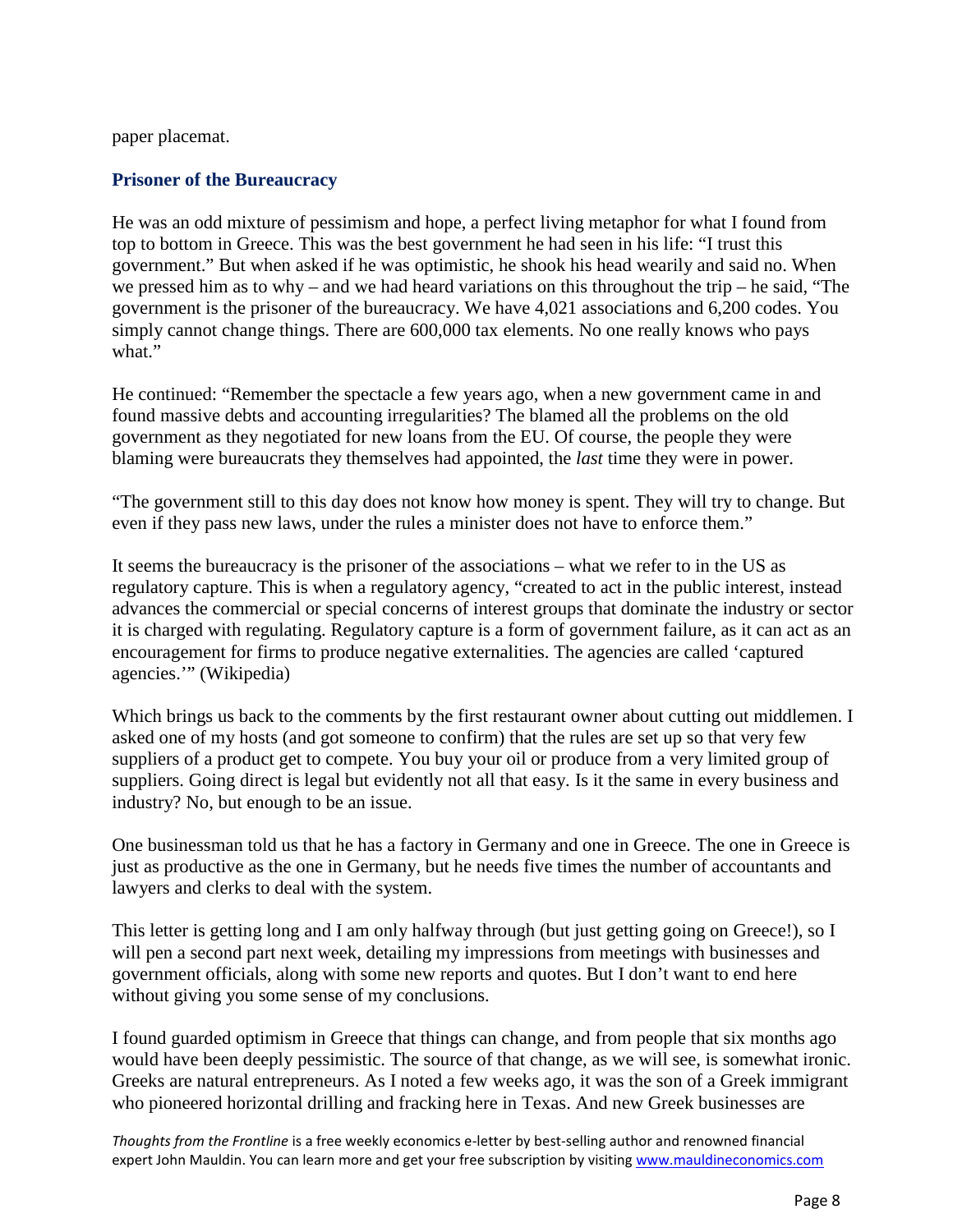paper placemat.

## Prisoner of the Bureaucracy

He was an odd mixture of pessimism and hope, a perfect living metaphor for what I found from top to bottom in Greece. This was the best government he had seen in his life: "I trust this government." But when asked if he was optimistic, he shook his head wearily and said no. When we pressed him as to why – and we had heard variations on this throughout the trip – he said, "The government is the prisoner of the bureaucracy. We have 4,021 associations and 6,200 codes. You simply cannot change things. There are 600,000 tax elements. No one really knows who pays what."

He continued: "Remember the spectacle a few years ago, when a new government came in and found massive debts and accounting irregularities? The blamed all the problems on the old government as they negotiated for new loans from the EU. Of course, the people they were blaming were bureaucrats they themselves had appointed, the *last* time they were in power.

"The government still to this day does not know how money is spent. They will try to change. But even if they pass new laws, under the rules a minister does not have to enforce them."

It seems the bureaucracy is the prisoner of the associations – what we refer to in the US as regulatory capture. This is when a regulatory agency, "created to act in the public interest, instead advances the commercial or special concerns of interest groups that dominate the industry or sector it is charged with regulating. Regulatory capture is a form of government failure, as it can act as an encouragement for firms to produce negative externalities. The agencies are called 'captured agencies.'" (Wikipedia)

Which brings us back to the comments by the first restaurant owner about cutting out middlemen. I asked one of my hosts (and got someone to confirm) that the rules are set up so that very few suppliers of a product get to compete. You buy your oil or produce from a very limited group of suppliers. Going direct is legal but evidently not all that easy. Is it the same in every business and industry? No, but enough to be an issue.

One businessman told us that he has a factory in Germany and one in Greece. The one in Greece is just as productive as the one in Germany, but he needs five times the number of accountants and lawyers and clerks to deal with the system.

This letter is getting long and I am only halfway through (but just getting going on Greece!), so I will pen a second part next week, detailing my impressions from meetings with businesses and government officials, along with some new reports and quotes. But I don't want to end here without giving you some sense of my conclusions.

I found guarded optimism in Greece that things can change, and from people that six months ago would have been deeply pessimistic. The source of that change, as we will see, is somewhat ironic. Greeks are natural entrepreneurs. As I noted a few weeks ago, it was the son of a Greek immigrant who pioneered horizontal drilling and fracking here in Texas. And new Greek businesses are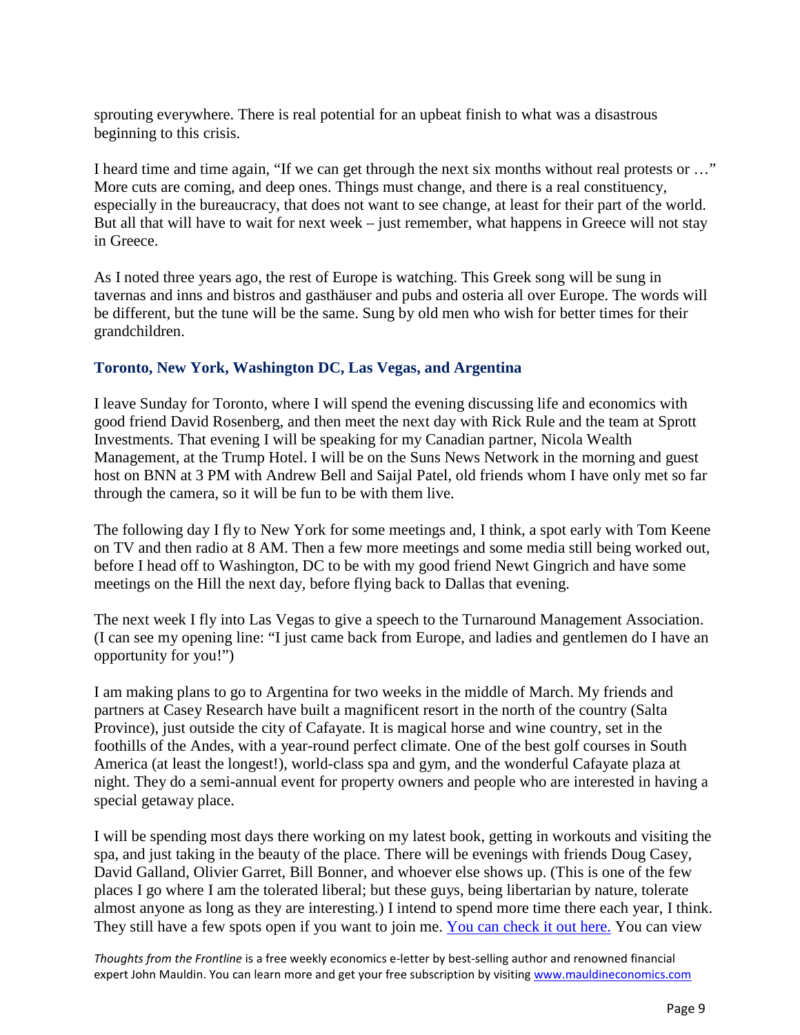sprouting everywhere. There is real potential for an upbeat finish to what was a disastrous beginning to this crisis.

I heard time and time again, "If we can get through the next six months without real protests or …" More cuts are coming, and deep ones. Things must change, and there is a real constituency, especially in the bureaucracy, that does not want to see change, at least for their part of the world. But all that will have to wait for next week – just remember, what happens in Greece will not stay in Greece.

As I noted three years ago, the rest of Europe is watching. This Greek song will be sung in tavernas and inns and bistros and gasthäuser and pubs and osteria all over Europe. The words will be different, but the tune will be the same. Sung by old men who wish for better times for their grandchildren.

### Toronto, New York, Washington DC, Las Vegas, and Argentina

I leave Sunday for Toronto, where I will spend the evening discussing life and economics with good friend David Rosenberg, and then meet the next day with Rick Rule and the team at Sprott Investments. That evening I will be speaking for my Canadian partner, Nicola Wealth Management, at the Trump Hotel. I will be on the Suns News Network in the morning and guest host on BNN at 3 PM with Andrew Bell and Saijal Patel, old friends whom I have only met so far through the camera, so it will be fun to be with them live.

The following day I fly to New York for some meetings and, I think, a spot early with Tom Keene on TV and then radio at 8 AM. Then a few more meetings and some media still being worked out, before I head off to Washington, DC to be with my good friend Newt Gingrich and have some meetings on the Hill the next day, before flying back to Dallas that evening.

The next week I fly into Las Vegas to give a speech to the Turnaround Management Association. (I can see my opening line: "I just came back from Europe, and ladies and gentlemen do I have an opportunity for you!")

I am making plans to go to Argentina for two weeks in the middle of March. My friends and partners at Casey Research have built a magnificent resort in the north of the country (Salta Province), just outside the city of Cafayate. It is magical horse and wine country, set in the foothills of the Andes, with a year-round perfect climate. One of the best golf courses in South America (at least the longest!), world-class spa and gym, and the wonderful Cafayate plaza at night. They do a semi-annual event for property owners and people who are interested in having a special getaway place.

I will be spending most days there working on my latest book, getting in workouts and visiting the spa, and just taking in the beauty of the place. There will be evenings with friends Doug Casey, David Galland, Olivier Garret, Bill Bonner, and whoever else shows up. (This is one of the few places I go where I am the tolerated liberal; but these guys, being libertarian by nature, tolerate almost anyone as long as they are interesting.) I intend to spend more time there each year, I think. They still have a few spots open if you want to join me. [You can check it out here.] You can view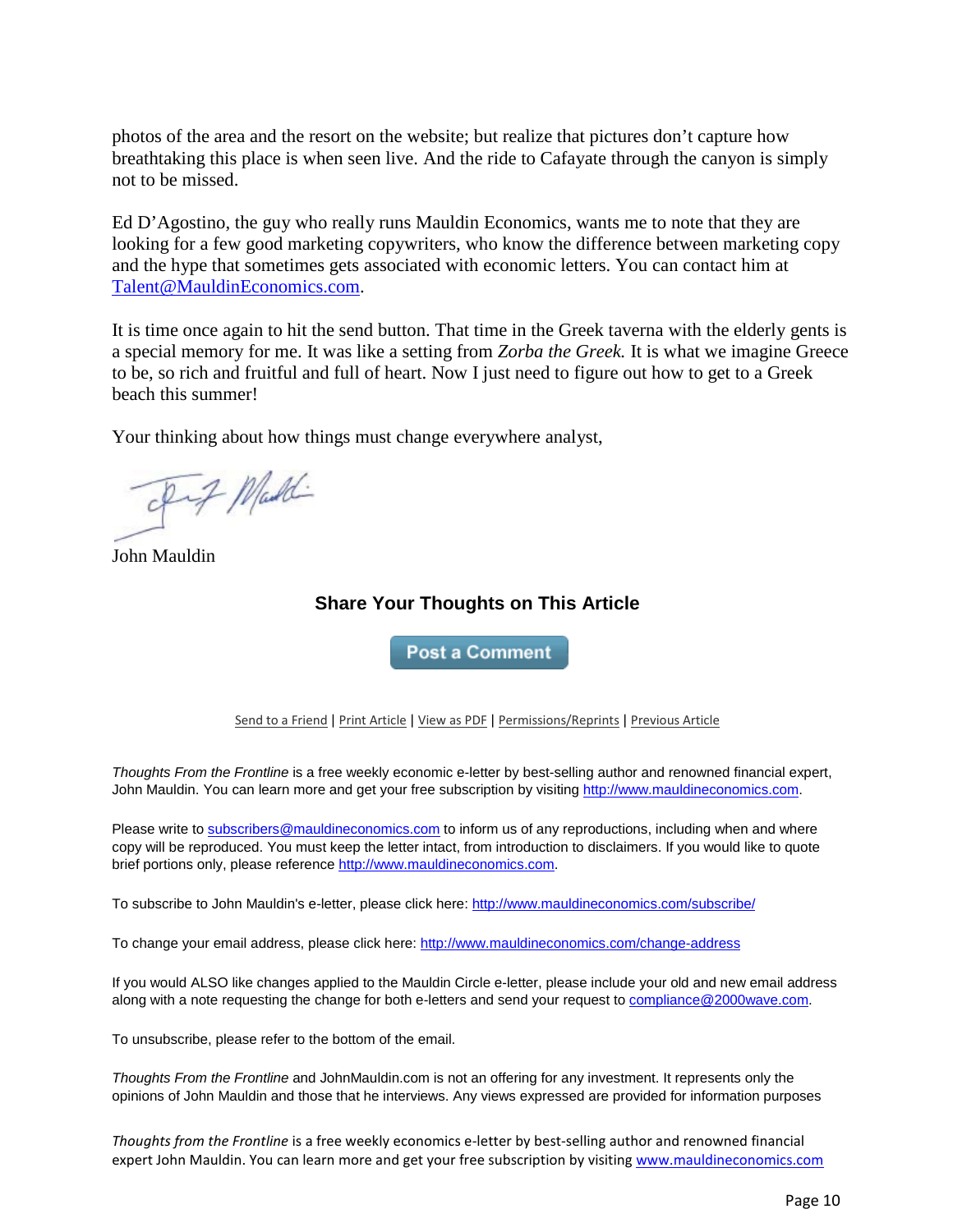photos of the area and the resort on the website; but realize that pictures don't capture how breathtaking this place is when seen live. And the ride to Cafayate through the canyon is simply not to be missed.

Ed D'Agostino, the guy who really runs Mauldin Economics, wants me to note that they are looking for a few good marketing copywriters, who know the difference between marketing copy and the hype that sometimes gets associated with economic letters. You can contact him at Talent@MauldinEconomics.com.

It is time once again to hit the send button. That time in the Greek taverna with the elderly gents is a special memory for me. It was like a setting from *Zorba the Greek.* It is what we imagine Greece to be, so rich and fruitful and full of heart. Now I just need to figure out how to get to a Greek beach this summer!

Your thinking about how things must change everywhere analyst,

John Mauldin

### Share Your Thoughts on This Article

Post a Comment

Send to a Friend | Print Article | View as PDF | Permissions/Reprints | Previous Article

*Thoughts From the Frontline* is a free weekly economic e-letter by best-selling author and renowned financial expert, John Mauldin. You can learn more and get your free subscription by visiting http://www.mauldineconomics.com.

Please write to subscribers@mauldineconomics.com to inform us of any reproductions, including when and where copy will be reproduced. You must keep the letter intact, from introduction to disclaimers. If you would like to quote brief portions only, please reference http://www.mauldineconomics.com.

To subscribe to John Mauldin's e-letter, please click here: http://www.mauldineconomics.com/subscribe/

To change your email address, please click here: http://www.mauldineconomics.com/change-address

If you would ALSO like changes applied to the Mauldin Circle e-letter, please include your old and new email address along with a note requesting the change for both e-letters and send your request to compliance@2000wave.com.

To unsubscribe, please refer to the bottom of the email.

*Thoughts From the Frontline* and JohnMauldin.com is not an offering for any investment. It represents only the opinions of John Mauldin and those that he interviews. Any views expressed are provided for information purposes

*Thoughts from the Frontline* is a free weekly economics e-letter by best-selling author and renowned financial expert John Mauldin. You can learn more and get your free subscription by visiting www.mauldineconomics.com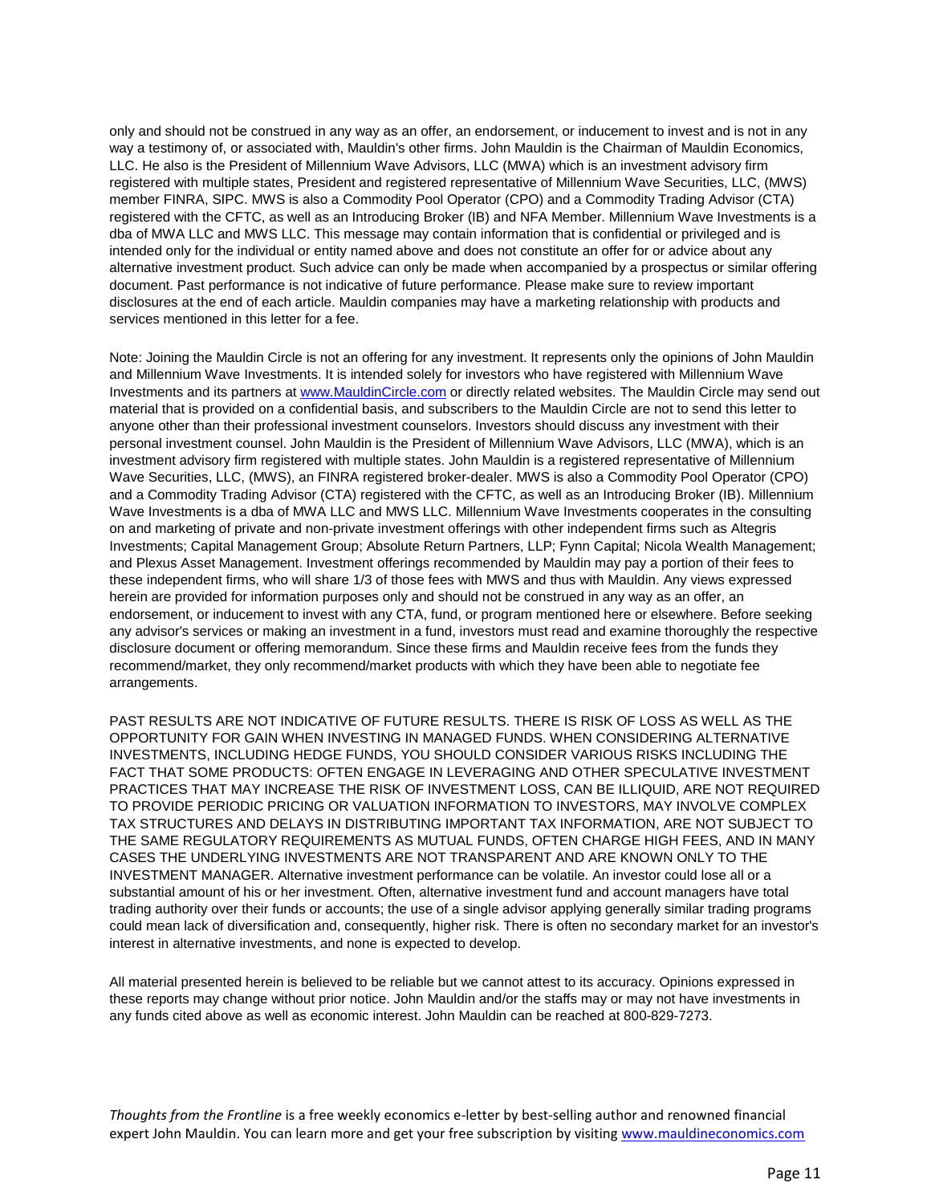only and should not be construed in any way as an offer, an endorsement, or inducement to invest and is not in any way a testimony of, or associated with, Mauldin's other firms. John Mauldin is the Chairman of Mauldin Economics, LLC. He also is the President of Millennium Wave Advisors, LLC (MWA) which is an investment advisory firm registered with multiple states, President and registered representative of Millennium Wave Securities, LLC, (MWS) member FINRA, SIPC. MWS is also a Commodity Pool Operator (CPO) and a Commodity Trading Advisor (CTA) registered with the CFTC, as well as an Introducing Broker (IB) and NFA Member. Millennium Wave Investments is a dba of MWA LLC and MWS LLC. This message may contain information that is confidential or privileged and is intended only for the individual or entity named above and does not constitute an offer for or advice about any alternative investment product. Such advice can only be made when accompanied by a prospectus or similar offering document. Past performance is not indicative of future performance. Please make sure to review important disclosures at the end of each article. Mauldin companies may have a marketing relationship with products and services mentioned in this letter for a fee.

Note: Joining the Mauldin Circle is not an offering for any investment. It represents only the opinions of John Mauldin and Millennium Wave Investments. It is intended solely for investors who have registered with Millennium Wave Investments and its partners at [www.MauldinCircle.com](http://www.MauldinCircle.com) or directly related websites. The Mauldin Circle may send out material that is provided on a confidential basis, and subscribers to the Mauldin Circle are not to send this letter to anyone other than their professional investment counselors. Investors should discuss any investment with their personal investment counsel. John Mauldin is the President of Millennium Wave Advisors, LLC (MWA), which is an investment advisory firm registered with multiple states. John Mauldin is a registered representative of Millennium Wave Securities, LLC, (MWS), an FINRA registered broker-dealer. MWS is also a Commodity Pool Operator (CPO) and a Commodity Trading Advisor (CTA) registered with the CFTC, as well as an Introducing Broker (IB). Millennium Wave Investments is a dba of MWA LLC and MWS LLC. Millennium Wave Investments cooperates in the consulting on and marketing of private and non-private investment offerings with other independent firms such as Altegris Investments; Capital Management Group; Absolute Return Partners, LLP; Fynn Capital; Nicola Wealth Management; and Plexus Asset Management. Investment offerings recommended by Mauldin may pay a portion of their fees to these independent firms, who will share 1/3 of those fees with MWS and thus with Mauldin. Any views expressed herein are provided for information purposes only and should not be construed in any way as an offer, an endorsement, or inducement to invest with any CTA, fund, or program mentioned here or elsewhere. Before seeking any advisor's services or making an investment in a fund, investors must read and examine thoroughly the respective disclosure document or offering memorandum. Since these firms and Mauldin receive fees from the funds they recommend/market, they only recommend/market products with which they have been able to negotiate fee arrangements.

PAST RESULTS ARE NOT INDICATIVE OF FUTURE RESULTS. THERE IS RISK OF LOSS AS WELL AS THE OPPORTUNITY FOR GAIN WHEN INVESTING IN MANAGED FUNDS. WHEN CONSIDERING ALTERNATIVE INVESTMENTS, INCLUDING HEDGE FUNDS, YOU SHOULD CONSIDER VARIOUS RISKS INCLUDING THE FACT THAT SOME PRODUCTS: OFTEN ENGAGE IN LEVERAGING AND OTHER SPECULATIVE INVESTMENT PRACTICES THAT MAY INCREASE THE RISK OF INVESTMENT LOSS, CAN BE ILLIQUID, ARE NOT REQUIRED TO PROVIDE PERIODIC PRICING OR VALUATION INFORMATION TO INVESTORS, MAY INVOLVE COMPLEX TAX STRUCTURES AND DELAYS IN DISTRIBUTING IMPORTANT TAX INFORMATION, ARE NOT SUBJECT TO THE SAME REGULATORY REQUIREMENTS AS MUTUAL FUNDS, OFTEN CHARGE HIGH FEES, AND IN MANY CASES THE UNDERLYING INVESTMENTS ARE NOT TRANSPARENT AND ARE KNOWN ONLY TO THE INVESTMENT MANAGER. Alternative investment performance can be volatile. An investor could lose all or a substantial amount of his or her investment. Often, alternative investment fund and account managers have total trading authority over their funds or accounts; the use of a single advisor applying generally similar trading programs could mean lack of diversification and, consequently, higher risk. There is often no secondary market for an investor's interest in alternative investments, and none is expected to develop.

All material presented herein is believed to be reliable but we cannot attest to its accuracy. Opinions expressed in these reports may change without prior notice. John Mauldin and/or the staffs may or may not have investments in any funds cited above as well as economic interest. John Mauldin can be reached at 800-829-7273.